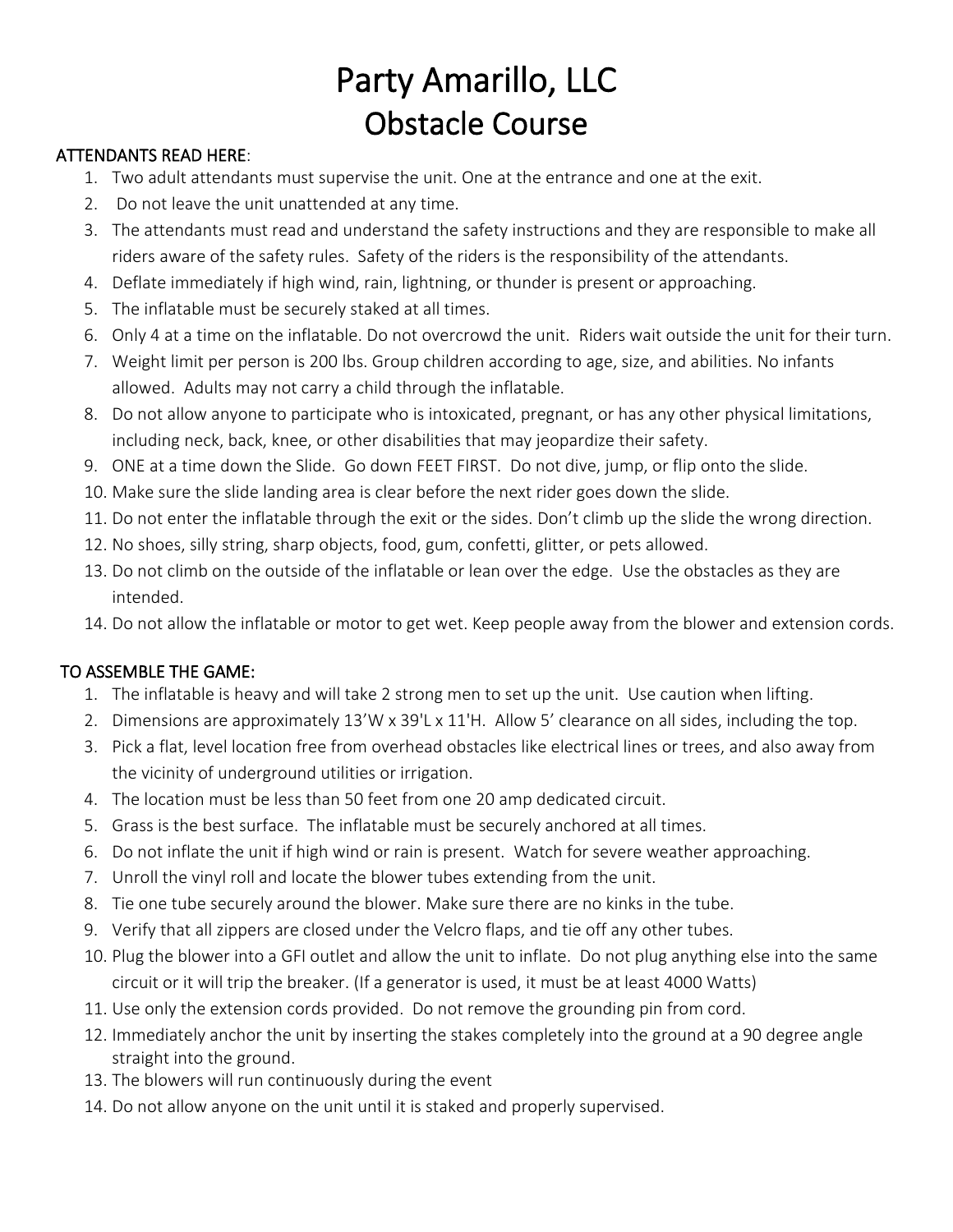# Party Amarillo, LLC
# Obstacle Course

**ATTENDANTS READ HERE**:

1. Two adult attendants must supervise the unit. One at the entrance and one at the exit.
2. Do not leave the unit unattended at any time.
3. The attendants must read and understand the safety instructions and they are responsible to make all riders aware of the safety rules. Safety of the riders is the responsibility of the attendants.
4. Deflate immediately if high wind, rain, lightning, or thunder is present or approaching.
5. The inflatable must be securely staked at all times.
6. Only 4 at a time on the inflatable. Do not overcrowd the unit. Riders wait outside the unit for their turn.
7. Weight limit per person is 200 lbs. Group children according to age, size, and abilities. No infants allowed. Adults may not carry a child through the inflatable.
8. Do not allow anyone to participate who is intoxicated, pregnant, or has any other physical limitations, including neck, back, knee, or other disabilities that may jeopardize their safety.
9. ONE at a time down the Slide. Go down FEET FIRST. Do not dive, jump, or flip onto the slide.
10. Make sure the slide landing area is clear before the next rider goes down the slide.
11. Do not enter the inflatable through the exit or the sides. Don't climb up the slide the wrong direction.
12. No shoes, silly string, sharp objects, food, gum, confetti, glitter, or pets allowed.
13. Do not climb on the outside of the inflatable or lean over the edge. Use the obstacles as they are intended.
14. Do not allow the inflatable or motor to get wet. Keep people away from the blower and extension cords.

**TO ASSEMBLE THE GAME:**

1. The inflatable is heavy and will take 2 strong men to set up the unit. Use caution when lifting.
2. Dimensions are approximately 13'W x 39'L x 11'H. Allow 5' clearance on all sides, including the top.
3. Pick a flat, level location free from overhead obstacles like electrical lines or trees, and also away from the vicinity of underground utilities or irrigation.
4. The location must be less than 50 feet from one 20 amp dedicated circuit.
5. Grass is the best surface. The inflatable must be securely anchored at all times.
6. Do not inflate the unit if high wind or rain is present. Watch for severe weather approaching.
7. Unroll the vinyl roll and locate the blower tubes extending from the unit.
8. Tie one tube securely around the blower. Make sure there are no kinks in the tube.
9. Verify that all zippers are closed under the Velcro flaps, and tie off any other tubes.
10. Plug the blower into a GFI outlet and allow the unit to inflate. Do not plug anything else into the same circuit or it will trip the breaker. (If a generator is used, it must be at least 4000 Watts)
11. Use only the extension cords provided. Do not remove the grounding pin from cord.
12. Immediately anchor the unit by inserting the stakes completely into the ground at a 90 degree angle straight into the ground.
13. The blowers will run continuously during the event
14. Do not allow anyone on the unit until it is staked and properly supervised.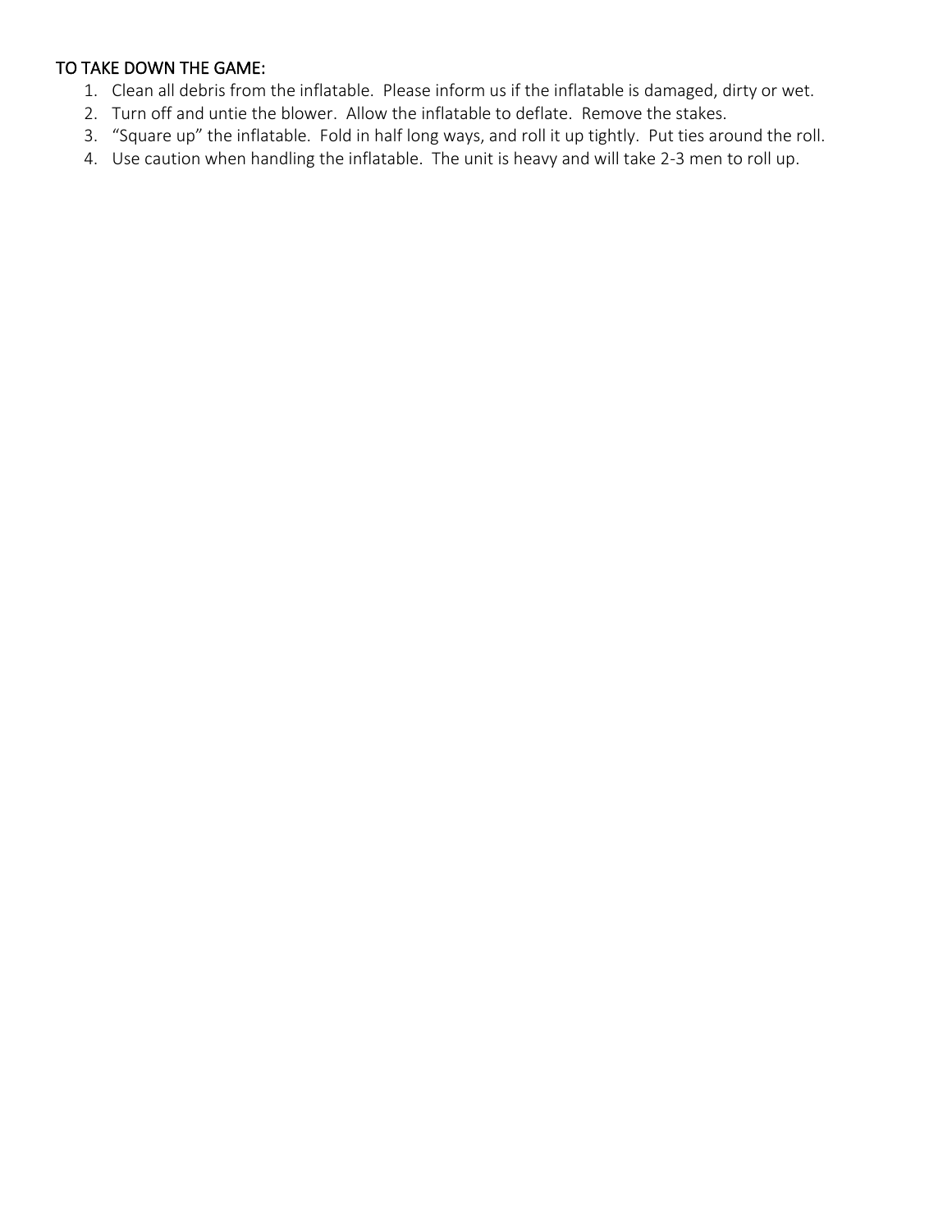TO TAKE DOWN THE GAME:

1. Clean all debris from the inflatable. Please inform us if the inflatable is damaged, dirty or wet.
2. Turn off and untie the blower. Allow the inflatable to deflate. Remove the stakes.
3. "Square up" the inflatable. Fold in half long ways, and roll it up tightly. Put ties around the roll.
4. Use caution when handling the inflatable. The unit is heavy and will take 2-3 men to roll up.